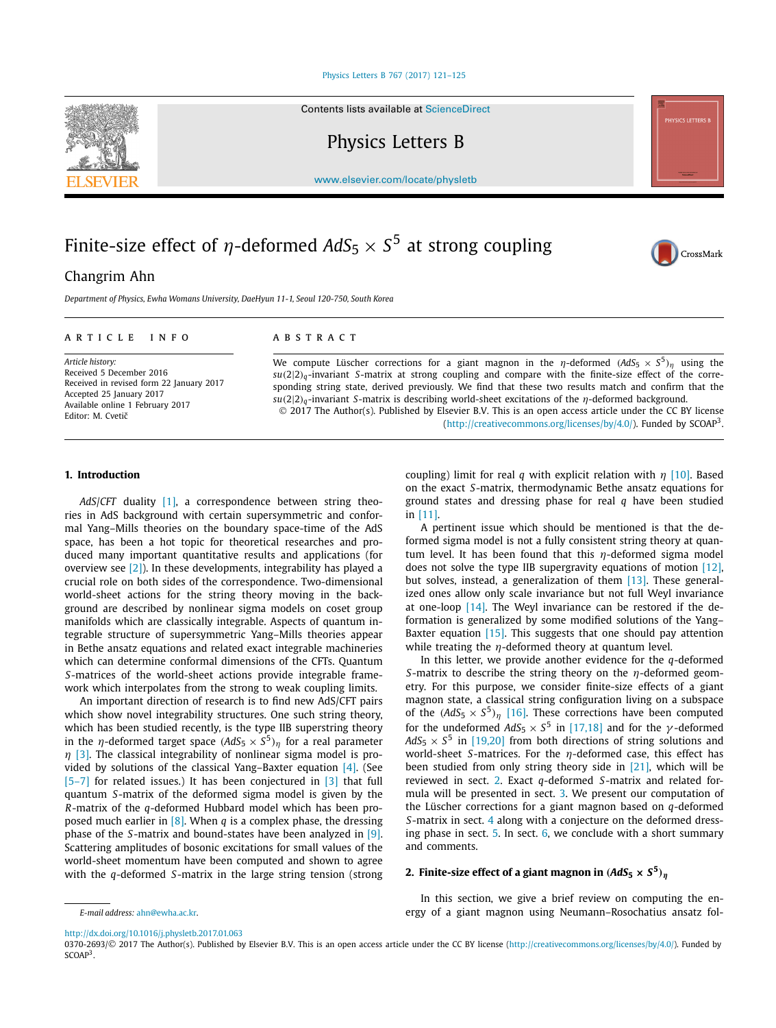# Finite-size effect of $\eta$-deformed $AdS_5 \times S^5$ at strong coupling

Changrim Ahn

*Department of Physics, Ewha Womans University, DaeHyun 11-1, Seoul 120-750, South Korea*

**ARTICLE INFO**

*Article history:*
Received 5 December 2016
Received in revised form 22 January 2017
Accepted 25 January 2017
Available online 1 February 2017
Editor: M. Cvetič

**ABSTRACT**

We compute Lüscher corrections for a giant magnon in the $\eta$-deformed $(AdS_5 \times S^5)_\eta$ using the $su(2|2)_q$-invariant $S$-matrix at strong coupling and compare with the finite-size effect of the corresponding string state, derived previously. We find that these two results match and confirm that the $su(2|2)_q$-invariant $S$-matrix is describing world-sheet excitations of the $\eta$-deformed background.

© 2017 The Author(s). Published by Elsevier B.V. This is an open access article under the CC BY license (http://creativecommons.org/licenses/by/4.0/). Funded by SCOAP[3].

## 1. Introduction

*AdS/CFT* duality [1], a correspondence between string theories in AdS background with certain supersymmetric and conformal Yang–Mills theories on the boundary space-time of the AdS space, has been a hot topic for theoretical researches and produced many important quantitative results and applications (for overview see [2]). In these developments, integrability has played a crucial role on both sides of the correspondence. Two-dimensional world-sheet actions for the string theory moving in the background are described by nonlinear sigma models on coset group manifolds which are classically integrable. Aspects of quantum integrable structure of supersymmetric Yang–Mills theories appear in Bethe ansatz equations and related exact integrable machineries which can determine conformal dimensions of the CFTs. Quantum $S$-matrices of the world-sheet actions provide integrable framework which interpolates from the strong to weak coupling limits.

An important direction of research is to find new AdS/CFT pairs which show novel integrability structures. One such string theory, which has been studied recently, is the type IIB superstring theory in the $\eta$-deformed target space $(AdS_5 \times S^5)_\eta$ for a real parameter $\eta$ [3]. The classical integrability of nonlinear sigma model is provided by solutions of the classical Yang–Baxter equation [4]. (See [5–7] for related issues.) It has been conjectured in [3] that full quantum $S$-matrix of the deformed sigma model is given by the $R$-matrix of the $q$-deformed Hubbard model which has been proposed much earlier in [8]. When $q$ is a complex phase, the dressing phase of the $S$-matrix and bound-states have been analyzed in [9]. Scattering amplitudes of bosonic excitations for small values of the world-sheet momentum have been computed and shown to agree with the $q$-deformed $S$-matrix in the large string tension (strong coupling) limit for real $q$ with explicit relation with $\eta$ [10]. Based on the exact $S$-matrix, thermodynamic Bethe ansatz equations for ground states and dressing phase for real $q$ have been studied in [11].

A pertinent issue which should be mentioned is that the deformed sigma model is not a fully consistent string theory at quantum level. It has been found that this $\eta$-deformed sigma model does not solve the type IIB supergravity equations of motion [12], but solves, instead, a generalization of them [13]. These generalized ones allow only scale invariance but not full Weyl invariance at one-loop [14]. The Weyl invariance can be restored if the deformation is generalized by some modified solutions of the Yang–Baxter equation [15]. This suggests that one should pay attention while treating the $\eta$-deformed theory at quantum level.

In this letter, we provide another evidence for the $q$-deformed $S$-matrix to describe the string theory on the $\eta$-deformed geometry. For this purpose, we consider finite-size effects of a giant magnon state, a classical string configuration living on a subspace of the $(AdS_5 \times S^5)_\eta$ [16]. These corrections have been computed for the undeformed $AdS_5 \times S^5$ in [17,18] and for the $\gamma$-deformed $AdS_5 \times S^5$ in [19,20] from both directions of string solutions and world-sheet $S$-matrices. For the $\eta$-deformed case, this effect has been studied from only string theory side in [21], which will be reviewed in sect. 2. Exact $q$-deformed $S$-matrix and related formula will be presented in sect. 3. We present our computation of the Lüscher corrections for a giant magnon based on $q$-deformed $S$-matrix in sect. 4 along with a conjecture on the deformed dressing phase in sect. 5. In sect. 6, we conclude with a short summary and comments.

## 2. Finite-size effect of a giant magnon in $(AdS_5 \times S^5)_\eta$

In this section, we give a brief review on computing the energy of a giant magnon using Neumann–Rosochatius ansatz fol-

E-mail address: ahn@ewha.ac.kr.

http://dx.doi.org/10.1016/j.physletb.2017.01.063
0370-2693/© 2017 The Author(s). Published by Elsevier B.V. This is an open access article under the CC BY license (http://creativecommons.org/licenses/by/4.0/). Funded by SCOAP[3].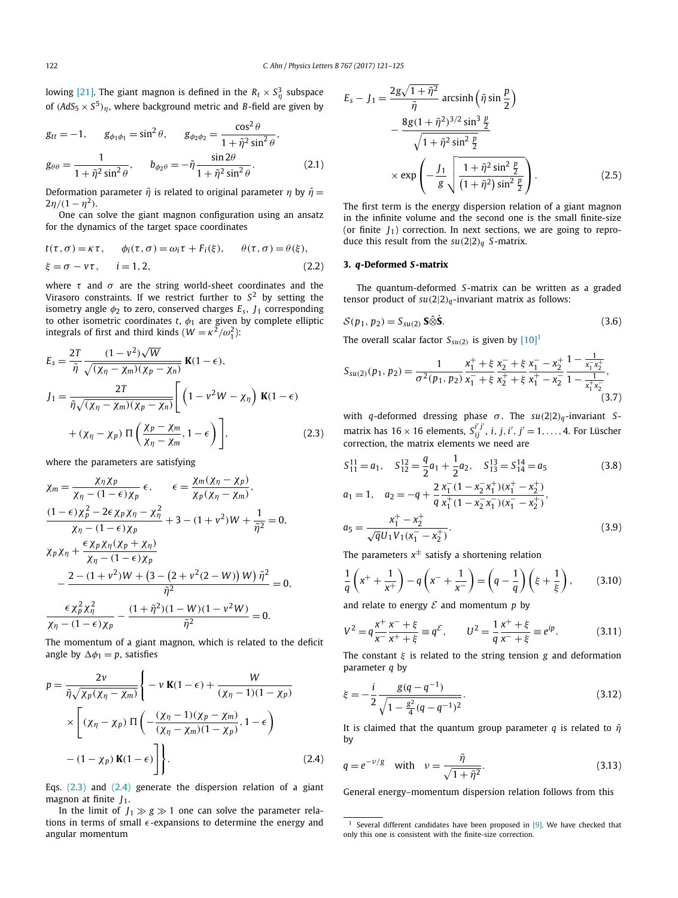lowing [21]. The giant magnon is defined in the $R_t \times S^3_\eta$ subspace of $(AdS_5 \times S^5)_\eta$, where background metric and $B$-field are given by

$$
\begin{aligned}
&g_{tt} = -1, \qquad g_{\phi_1\phi_1} = \sin^2\theta, \qquad g_{\phi_2\phi_2} = \frac{\cos^2\theta}{1+\tilde{\eta}^2\sin^2\theta}, \\
&g_{\theta\theta} = \frac{1}{1+\tilde{\eta}^2\sin^2\theta}, \qquad b_{\phi_2\theta} = -\tilde{\eta}\frac{\sin 2\theta}{1+\tilde{\eta}^2\sin^2\theta}.
\end{aligned}
\tag{2.1}
$$

Deformation parameter $\tilde{\eta}$ is related to original parameter $\eta$ by $\tilde{\eta} = 2\eta/(1-\eta^2)$.

One can solve the giant magnon configuration using an ansatz for the dynamics of the target space coordinates

$$
\begin{aligned}
&t(\tau,\sigma) = \kappa\tau, \qquad \phi_i(\tau,\sigma) = \omega_i\tau + F_i(\xi), \qquad \theta(\tau,\sigma) = \theta(\xi), \\
&\xi = \sigma - v\tau, \qquad i = 1,2,
\end{aligned}
\tag{2.2}
$$

where $\tau$ and $\sigma$ are the string world-sheet coordinates and the Virasoro constraints. If we restrict further to $S^2$ by setting the isometry angle $\phi_2$ to zero, conserved charges $E_s$, $J_1$ corresponding to other isometric coordinates $t$, $\phi_1$ are given by complete elliptic integrals of first and third kinds ($W = \kappa^2/\omega_1^2$):

$$
\begin{aligned}
E_s &= \frac{2T}{\tilde{\eta}}\frac{(1-v^2)\sqrt{W}}{\sqrt{(\chi_\eta-\chi_m)(\chi_p-\chi_n)}}\,\mathbf{K}(1-\epsilon), \\
J_1 &= \frac{2T}{\tilde{\eta}\sqrt{(\chi_\eta-\chi_m)(\chi_p-\chi_n)}}\Bigg[\left(1-v^2W-\chi_\eta\right)\mathbf{K}(1-\epsilon) \\
&\quad + (\chi_\eta-\chi_p)\,\Pi\left(\frac{\chi_p-\chi_m}{\chi_\eta-\chi_m},1-\epsilon\right)\Bigg],
\end{aligned}
\tag{2.3}
$$

where the parameters are satisfying

$$
\begin{aligned}
&\chi_m = \frac{\chi_\eta\chi_p}{\chi_\eta-(1-\epsilon)\chi_p}\,\epsilon, \qquad \epsilon = \frac{\chi_m(\chi_\eta-\chi_p)}{\chi_p(\chi_\eta-\chi_m)}, \\
&\frac{(1-\epsilon)\chi_p^2-2\epsilon\chi_p\chi_\eta-\chi_\eta^2}{\chi_\eta-(1-\epsilon)\chi_p}+3-(1+v^2)W+\frac{1}{\tilde{\eta}^2}=0, \\
&\chi_p\chi_\eta+\frac{\epsilon\chi_p\chi_\eta(\chi_p+\chi_\eta)}{\chi_\eta-(1-\epsilon)\chi_p} \\
&\quad -\frac{2-(1+v^2)W+\left(3-\left(2+v^2(2-W)\right)W\right)\tilde{\eta}^2}{\tilde{\eta}^2}=0, \\
&\frac{\epsilon\chi_p^2\chi_\eta^2}{\chi_\eta-(1-\epsilon)\chi_p}-\frac{(1+\tilde{\eta}^2)(1-W)(1-v^2W)}{\tilde{\eta}^2}=0.
\end{aligned}
$$

The momentum of a giant magnon, which is related to the deficit angle by $\Delta\phi_1 = p$, satisfies

$$
\begin{aligned}
p &= \frac{2v}{\tilde{\eta}\sqrt{\chi_p(\chi_\eta-\chi_m)}}\Bigg\{-v\,\mathbf{K}(1-\epsilon)+\frac{W}{(\chi_\eta-1)(1-\chi_p)} \\
&\quad\times\Bigg[(\chi_\eta-\chi_p)\,\Pi\left(-\frac{(\chi_\eta-1)(\chi_p-\chi_m)}{(\chi_\eta-\chi_m)(1-\chi_p)},1-\epsilon\right) \\
&\quad -(1-\chi_p)\,\mathbf{K}(1-\epsilon)\Bigg]\Bigg\}.
\end{aligned}
\tag{2.4}
$$

Eqs. (2.3) and (2.4) generate the dispersion relation of a giant magnon at finite $J_1$.

In the limit of $J_1 \gg g \gg 1$ one can solve the parameter relations in terms of small $\epsilon$-expansions to determine the energy and angular momentum

$$
\begin{aligned}
E_s - J_1 &= \frac{2g\sqrt{1+\tilde{\eta}^2}}{\tilde{\eta}}\,\mathrm{arcsinh}\left(\tilde{\eta}\sin\frac{p}{2}\right) \\
&\quad -\frac{8g(1+\tilde{\eta}^2)^{3/2}\sin^3\frac{p}{2}}{\sqrt{1+\tilde{\eta}^2\sin^2\frac{p}{2}}} \\
&\quad\times\exp\left(-\frac{J_1}{g}\sqrt{\frac{1+\tilde{\eta}^2\sin^2\frac{p}{2}}{(1+\tilde{\eta}^2)\sin^2\frac{p}{2}}}\right).
\end{aligned}
\tag{2.5}
$$

The first term is the energy dispersion relation of a giant magnon in the infinite volume and the second one is the small finite-size (or finite $J_1$) correction. In next sections, we are going to reproduce this result from the $su(2|2)_q$ $S$-matrix.

## 3. $q$-Deformed $S$-matrix

The quantum-deformed $S$-matrix can be written as a graded tensor product of $su(2|2)_q$-invariant matrix as follows:

$$
\mathcal{S}(p_1,p_2) = S_{su(2)}\,\mathbf{S}\hat{\otimes}\dot{\mathbf{S}}.
\tag{3.6}
$$

The overall scalar factor $S_{su(2)}$ is given by [10][1]

$$
S_{su(2)}(p_1,p_2) = \frac{1}{\sigma^2(p_1,p_2)}\frac{x_1^+ + \xi}{x_1^- + \xi}\frac{x_2^- + \xi}{x_2^+ + \xi}\frac{x_1^- - x_2^+}{x_1^+ - x_2^-}\frac{1-\frac{1}{x_1^- x_2^+}}{1-\frac{1}{x_1^+ x_2^-}},
\tag{3.7}
$$

with $q$-deformed dressing phase $\sigma$. The $su(2|2)_q$-invariant $S$-matrix has $16\times 16$ elements, $S_{ij}^{i'j'}$, $i,j,i',j' = 1,\dots,4$. For Lüscher correction, the matrix elements we need are

$$
\begin{aligned}
&S_{11}^{11} = a_1, \quad S_{12}^{12} = \frac{q}{2}a_1 + \frac{1}{2}a_2, \quad S_{13}^{13} = S_{14}^{14} = a_5 \\
&a_1 = 1, \quad a_2 = -q + \frac{2}{q}\frac{x_1^-(1-x_2^- x_1^+)(x_1^+ - x_2^+)}{x_1^+(1-x_2^- x_1^-)(x_1^- - x_2^+)}, \\
&a_5 = \frac{x_1^+ - x_2^+}{\sqrt{q}\,U_1 V_1 (x_1^- - x_2^+)}.
\end{aligned}
\tag{3.8, 3.9}
$$

The parameters $x^\pm$ satisfy a shortening relation

$$
\frac{1}{q}\left(x^+ + \frac{1}{x^+}\right) - q\left(x^- + \frac{1}{x^-}\right) = \left(q - \frac{1}{q}\right)\left(\xi + \frac{1}{\xi}\right),
\tag{3.10}
$$

and relate to energy $\mathcal{E}$ and momentum $p$ by

$$
V^2 = q\frac{x^+}{x^-}\frac{x^- + \xi}{x^+ + \xi} \equiv q^{\mathcal{E}}, \qquad U^2 = \frac{1}{q}\frac{x^+ + \xi}{x^- + \xi} \equiv e^{ip}.
\tag{3.11}
$$

The constant $\xi$ is related to the string tension $g$ and deformation parameter $q$ by

$$
\xi = -\frac{i}{2}\frac{g(q-q^{-1})}{\sqrt{1-\frac{g^2}{4}(q-q^{-1})^2}}.
\tag{3.12}
$$

It is claimed that the quantum group parameter $q$ is related to $\tilde{\eta}$ by

$$
q = e^{-\nu/g} \quad \text{with} \quad \nu = \frac{\tilde{\eta}}{\sqrt{1+\tilde{\eta}^2}}.
\tag{3.13}
$$

General energy–momentum dispersion relation follows from this

[1] Several different candidates have been proposed in [9]. We have checked that only this one is consistent with the finite-size correction.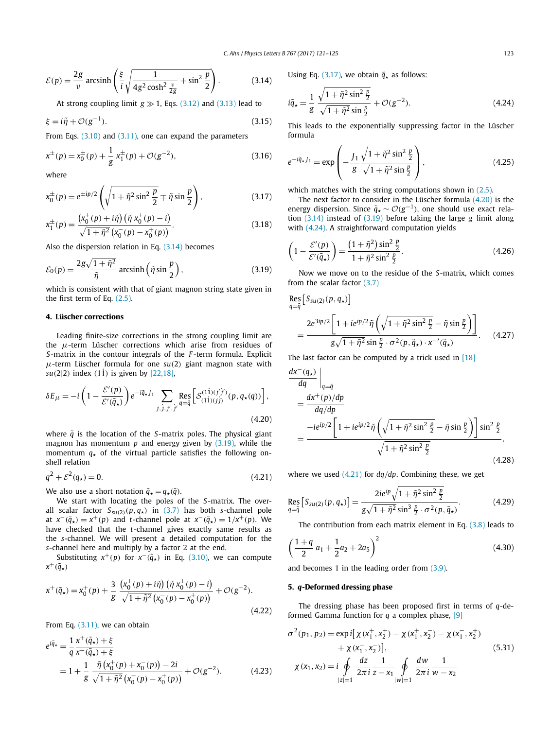$$
\mathcal{E}(p) = \frac{2g}{\nu} \operatorname{arcsinh}\left( \frac{\xi}{i} \sqrt{\frac{1}{4g^2 \cosh^2 \frac{\nu}{2g}} + \sin^2 \frac{p}{2}} \right). \tag{3.14}
$$

At strong coupling limit $g \gg 1$, Eqs. (3.12) and (3.13) lead to

$$
\xi = i\tilde{\eta} + \mathcal{O}(g^{-1}). \tag{3.15}
$$

From Eqs. (3.10) and (3.11), one can expand the parameters

$$
x^{\pm}(p) = x_0^{\pm}(p) + \frac{1}{g} x_1^{\pm}(p) + \mathcal{O}(g^{-2}), \tag{3.16}
$$

where

$$
x_0^{\pm}(p) = e^{\pm ip/2} \left( \sqrt{1 + \tilde{\eta}^2 \sin^2 \frac{p}{2}} \mp \tilde{\eta} \sin \frac{p}{2} \right), \tag{3.17}
$$

$$
x_1^{\pm}(p) = \frac{\left(x_0^{\pm}(p) + i\tilde{\eta}\right)\left(\tilde{\eta}\, x_0^{\pm}(p) - i\right)}{\sqrt{1+\tilde{\eta}^2}\left(x_0^{-}(p) - x_0^{+}(p)\right)}. \tag{3.18}
$$

Also the dispersion relation in Eq. (3.14) becomes

$$
\mathcal{E}_0(p) = \frac{2g\sqrt{1+\tilde{\eta}^2}}{\tilde{\eta}} \operatorname{arcsinh}\left( \tilde{\eta} \sin \frac{p}{2} \right), \tag{3.19}
$$

which is consistent with that of giant magnon string state given in the first term of Eq. (2.5).

## 4. Lüscher corrections

Leading finite-size corrections in the strong coupling limit are the $\mu$-term Lüscher corrections which arise from residues of $S$-matrix in the contour integrals of the $F$-term formula. Explicit $\mu$-term Lüscher formula for one $su(2)$ giant magnon state with $su(2|2)$ index $(1\dot{1})$ is given by [22,18],

$$
\delta E_{\mu} = -i\left(1 - \frac{\mathcal{E}'(p)}{\mathcal{E}'(\tilde{q}_{\star})}\right) e^{-i\tilde{q}_{\star} J_1} \sum_{j,\dot{j},j',\dot{j}'} \operatorname*{Res}_{q=\tilde{q}} \left[ S_{(1\dot{1})(j\dot{j})}^{(1\dot{1})(j'\dot{j}')}(p, q_{\star}(q)) \right], \tag{4.20}
$$

where $\tilde{q}$ is the location of the $S$-matrix poles. The physical giant magnon has momentum $p$ and energy given by (3.19), while the momentum $q_{\star}$ of the virtual particle satisfies the following on-shell relation

$$
q^2 + \mathcal{E}^2(q_{\star}) = 0. \tag{4.21}
$$

We also use a short notation $\tilde{q}_{\star} = q_{\star}(\tilde{q})$.

We start with locating the poles of the $S$-matrix. The overall scalar factor $S_{su(2)}(p, q_{\star})$ in (3.7) has both $s$-channel pole at $x^{-}(\tilde{q}_{\star}) = x^{+}(p)$ and $t$-channel pole at $x^{-}(\tilde{q}_{\star}) = 1/x^{+}(p)$. We have checked that the $t$-channel gives exactly same results as the $s$-channel. We will present a detailed computation for the $s$-channel here and multiply by a factor 2 at the end.

Substituting $x^{+}(p)$ for $x^{-}(\tilde{q}_{\star})$ in Eq. (3.10), we can compute $x^{+}(\tilde{q}_{\star})$

$$
x^{+}(\tilde{q}_{\star}) = x_0^{+}(p) + \frac{3}{g} \frac{\left(x_0^{+}(p) + i\tilde{\eta}\right)\left(\tilde{\eta}\, x_0^{+}(p) - i\right)}{\sqrt{1+\tilde{\eta}^2}\left(x_0^{-}(p) - x_0^{+}(p)\right)} + \mathcal{O}(g^{-2}). \tag{4.22}
$$

From Eq. (3.11), we can obtain

$$
\begin{aligned}
e^{i\tilde{q}_{\star}} &= \frac{1}{q} \frac{x^{+}(\tilde{q}_{\star}) + \xi}{x^{-}(\tilde{q}_{\star}) + \xi} \\
&= 1 + \frac{1}{g} \frac{\tilde{\eta}\left(x_0^{+}(p) + x_0^{-}(p)\right) - 2i}{\sqrt{1+\tilde{\eta}^2}\left(x_0^{-}(p) - x_0^{+}(p)\right)} + \mathcal{O}(g^{-2}).
\end{aligned} \tag{4.23}
$$

Using Eq. (3.17), we obtain $\tilde{q}_{\star}$ as follows:

$$
i\tilde{q}_{\star} = \frac{1}{g} \frac{\sqrt{1+\tilde{\eta}^2 \sin^2 \frac{p}{2}}}{\sqrt{1+\tilde{\eta}^2} \sin \frac{p}{2}} + \mathcal{O}(g^{-2}). \tag{4.24}
$$

This leads to the exponentially suppressing factor in the Lüscher formula

$$
e^{-i\tilde{q}_{\star} J_1} = \exp\left( -\frac{J_1}{g} \frac{\sqrt{1+\tilde{\eta}^2 \sin^2 \frac{p}{2}}}{\sqrt{1+\tilde{\eta}^2} \sin \frac{p}{2}} \right), \tag{4.25}
$$

which matches with the string computations shown in (2.5).

The next factor to consider in the Lüscher formula (4.20) is the energy dispersion. Since $\tilde{q}_{\star} \sim \mathcal{O}(g^{-1})$, one should use exact relation (3.14) instead of (3.19) before taking the large $g$ limit along with (4.24). A straightforward computation yields

$$
\left(1 - \frac{\mathcal{E}'(p)}{\mathcal{E}'(\tilde{q}_{\star})}\right) = \frac{\left(1+\tilde{\eta}^2\right) \sin^2 \frac{p}{2}}{1 + \tilde{\eta}^2 \sin^2 \frac{p}{2}}. \tag{4.26}
$$

Now we move on to the residue of the $S$-matrix, which comes from the scalar factor (3.7)

$$
\begin{aligned}
&\operatorname*{Res}_{q=\tilde{q}} \left[ S_{su(2)}(p, q_{\star}) \right] \\
&= \frac{2e^{3ip/2}\left[1 + ie^{ip/2}\tilde{\eta}\left(\sqrt{1+\tilde{\eta}^2 \sin^2 \frac{p}{2}} - \tilde{\eta} \sin \frac{p}{2}\right)\right]}{g\sqrt{1+\tilde{\eta}^2} \sin \frac{p}{2} \cdot \sigma^2(p, \tilde{q}_{\star}) \cdot x^{-\prime}(\tilde{q}_{\star})}.
\end{aligned} \tag{4.27}
$$

The last factor can be computed by a trick used in [18]

$$
\begin{aligned}
&\left.\frac{dx^{-}(q_{\star})}{dq}\right|_{q=\tilde{q}} \\
&= \frac{dx^{+}(p)/dp}{dq/dp} \\
&= \frac{-ie^{ip/2}\left[1 + ie^{ip/2}\tilde{\eta}\left(\sqrt{1+\tilde{\eta}^2 \sin^2 \frac{p}{2}} - \tilde{\eta} \sin \frac{p}{2}\right)\right] \sin^2 \frac{p}{2}}{\sqrt{1+\tilde{\eta}^2 \sin^2 \frac{p}{2}}},
\end{aligned} \tag{4.28}
$$

where we used (4.21) for $dq/dp$. Combining these, we get

$$
\operatorname*{Res}_{q=\tilde{q}} \left[ S_{su(2)}(p, q_{\star}) \right] = \frac{2ie^{ip}\sqrt{1+\tilde{\eta}^2 \sin^2 \frac{p}{2}}}{g\sqrt{1+\tilde{\eta}^2} \sin^3 \frac{p}{2} \cdot \sigma^2(p, \tilde{q}_{\star})}. \tag{4.29}
$$

The contribution from each matrix element in Eq. (3.8) leads to

$$
\left( \frac{1+q}{2} a_1 + \frac{1}{2} a_2 + 2a_5 \right)^2 \tag{4.30}
$$

and becomes 1 in the leading order from (3.9).

## 5. $q$-Deformed dressing phase

The dressing phase has been proposed first in terms of $q$-deformed Gamma function for $q$ a complex phase, [9]

$$
\begin{aligned}
\sigma^2(p_1, p_2) &= \exp i\big[ \chi(x_1^{+}, x_2^{+}) - \chi(x_1^{+}, x_2^{-}) - \chi(x_1^{-}, x_2^{+}) \\
&\qquad + \chi(x_1^{-}, x_2^{-}) \big],
\end{aligned} \tag{5.31}
$$

$$
\chi(x_1, x_2) = i \oint_{|z|=1} \frac{dz}{2\pi i} \frac{1}{z - x_1} \oint_{|w|=1} \frac{dw}{2\pi i} \frac{1}{w - x_2}
$$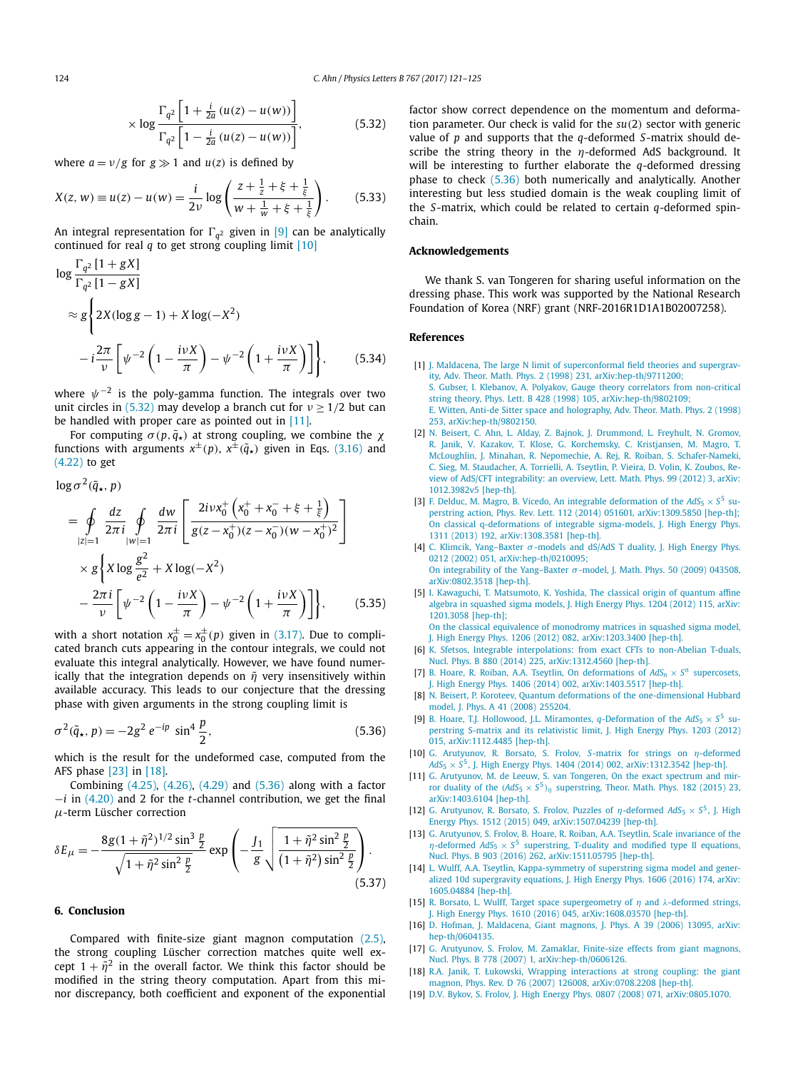$$
\times \log \frac{\Gamma_{q^2}\left[1+\frac{i}{2a}\left(u(z)-u(w)\right)\right]}{\Gamma_{q^2}\left[1-\frac{i}{2a}\left(u(z)-u(w)\right)\right]}, \tag{5.32}
$$

where $a = \nu/g$ for $g \gg 1$ and $u(z)$ is defined by

$$
X(z,w) \equiv u(z) - u(w) = \frac{i}{2\nu} \log\left(\frac{z+\frac{1}{z}+\xi+\frac{1}{\xi}}{w+\frac{1}{w}+\xi+\frac{1}{\xi}}\right). \tag{5.33}
$$

An integral representation for $\Gamma_{q^2}$ given in [9] can be analytically continued for real $q$ to get strong coupling limit [10]

$$
\begin{aligned}
&\log \frac{\Gamma_{q^2}\left[1+gX\right]}{\Gamma_{q^2}\left[1-gX\right]} \\
&\approx g\Bigg\{2X(\log g - 1) + X\log(-X^2) \\
&\quad - i\frac{2\pi}{\nu}\left[\psi^{-2}\left(1-\frac{i\nu X}{\pi}\right) - \psi^{-2}\left(1+\frac{i\nu X}{\pi}\right)\right]\Bigg\},
\end{aligned} \tag{5.34}
$$

where $\psi^{-2}$ is the poly-gamma function. The integrals over two unit circles in (5.32) may develop a branch cut for $\nu \geq 1/2$ but can be handled with proper care as pointed out in [11].

For computing $\sigma(p, \tilde{q}_\star)$ at strong coupling, we combine the $\chi$ functions with arguments $x^{\pm}(p)$, $x^{\pm}(\tilde{q}_\star)$ given in Eqs. (3.16) and (4.22) to get

$$
\begin{aligned}
&\log \sigma^2(\tilde{q}_\star, p) \\
&= \oint_{|z|=1} \frac{dz}{2\pi i} \oint_{|w|=1} \frac{dw}{2\pi i}\left[\frac{2i\nu x_0^+\left(x_0^+ + x_0^- + \xi + \frac{1}{\xi}\right)}{g(z-x_0^+)(z-x_0^-)(w-x_0^+)^2}\right] \\
&\quad \times g\Bigg\{X\log\frac{g^2}{e^2} + X\log(-X^2) \\
&\quad - \frac{2\pi i}{\nu}\left[\psi^{-2}\left(1-\frac{i\nu X}{\pi}\right) - \psi^{-2}\left(1+\frac{i\nu X}{\pi}\right)\right]\Bigg\},
\end{aligned} \tag{5.35}
$$

with a short notation $x_0^{\pm} = x_0^{\pm}(p)$ given in (3.17). Due to complicated branch cuts appearing in the contour integrals, we could not evaluate this integral analytically. However, we have found numerically that the integration depends on $\tilde{\eta}$ very insensitively within available accuracy. This leads to our conjecture that the dressing phase with given arguments in the strong coupling limit is

$$
\sigma^2(\tilde{q}_\star, p) = -2g^2 e^{-ip} \sin^4\frac{p}{2}, \tag{5.36}
$$

which is the result for the undeformed case, computed from the AFS phase [23] in [18].

Combining (4.25), (4.26), (4.29) and (5.36) along with a factor $-i$ in (4.20) and 2 for the $t$-channel contribution, we get the final $\mu$-term Lüscher correction

$$
\delta E_\mu = -\frac{8g(1+\tilde{\eta}^2)^{1/2}\sin^3\frac{p}{2}}{\sqrt{1+\tilde{\eta}^2\sin^2\frac{p}{2}}}\exp\left(-\frac{J_1}{g}\sqrt{\frac{1+\tilde{\eta}^2\sin^2\frac{p}{2}}{(1+\tilde{\eta}^2)\sin^2\frac{p}{2}}}\right). \tag{5.37}
$$

## 6. Conclusion

Compared with finite-size giant magnon computation (2.5), the strong coupling Lüscher correction matches quite well except $1+\tilde{\eta}^2$ in the overall factor. We think this factor should be modified in the string theory computation. Apart from this minor discrepancy, both coefficient and exponent of the exponential factor show correct dependence on the momentum and deformation parameter. Our check is valid for the $su(2)$ sector with generic value of $p$ and supports that the $q$-deformed $S$-matrix should describe the string theory in the $\eta$-deformed AdS background. It will be interesting to further elaborate the $q$-deformed dressing phase to check (5.36) both numerically and analytically. Another interesting but less studied domain is the weak coupling limit of the $S$-matrix, which could be related to certain $q$-deformed spin-chain.

## Acknowledgements

We thank S. van Tongeren for sharing useful information on the dressing phase. This work was supported by the National Research Foundation of Korea (NRF) grant (NRF-2016R1D1A1B02007258).

## References

[1] J. Maldacena, The large N limit of superconformal field theories and supergravity, Adv. Theor. Math. Phys. 2 (1998) 231, arXiv:hep-th/9711200;
S. Gubser, I. Klebanov, A. Polyakov, Gauge theory correlators from non-critical string theory, Phys. Lett. B 428 (1998) 105, arXiv:hep-th/9802109;
E. Witten, Anti-de Sitter space and holography, Adv. Theor. Math. Phys. 2 (1998) 253, arXiv:hep-th/9802150.

[2] N. Beisert, C. Ahn, L. Alday, Z. Bajnok, J. Drummond, L. Freyhult, N. Gromov, R. Janik, V. Kazakov, T. Klose, G. Korchemsky, C. Kristjansen, M. Magro, T. McLoughlin, J. Minahan, R. Nepomechie, A. Rej, R. Roiban, S. Schafer-Nameki, C. Sieg, M. Staudacher, A. Torrielli, A. Tseytlin, P. Vieira, D. Volin, K. Zoubos, Review of AdS/CFT integrability: an overview, Lett. Math. Phys. 99 (2012) 3, arXiv:1012.3982v5 [hep-th].

[3] F. Delduc, M. Magro, B. Vicedo, An integrable deformation of the $AdS_5 \times S^5$ superstring action, Phys. Rev. Lett. 112 (2014) 051601, arXiv:1309.5850 [hep-th];
On classical q-deformations of integrable sigma-models, J. High Energy Phys. 1311 (2013) 192, arXiv:1308.3581 [hep-th].

[4] C. Klimcik, Yang–Baxter $\sigma$-models and dS/AdS T duality, J. High Energy Phys. 0212 (2002) 051, arXiv:hep-th/0210095;
On integrability of the Yang–Baxter $\sigma$-model, J. Math. Phys. 50 (2009) 043508, arXiv:0802.3518 [hep-th].

[5] I. Kawaguchi, T. Matsumoto, K. Yoshida, The classical origin of quantum affine algebra in squashed sigma models, J. High Energy Phys. 1204 (2012) 115, arXiv:1201.3058 [hep-th];
On the classical equivalence of monodromy matrices in squashed sigma model, J. High Energy Phys. 1206 (2012) 082, arXiv:1203.3400 [hep-th].

[6] K. Sfetsos, Integrable interpolations: from exact CFTs to non-Abelian T-duals, Nucl. Phys. B 880 (2014) 225, arXiv:1312.4560 [hep-th].

[7] B. Hoare, R. Roiban, A.A. Tseytlin, On deformations of $AdS_n \times S^n$ supercosets, J. High Energy Phys. 1406 (2014) 002, arXiv:1403.5517 [hep-th].

[8] N. Beisert, P. Koroteev, Quantum deformations of the one-dimensional Hubbard model, J. Phys. A 41 (2008) 255204.

[9] B. Hoare, T.J. Hollowood, J.L. Miramontes, $q$-Deformation of the $AdS_5 \times S^5$ superstring S-matrix and its relativistic limit, J. High Energy Phys. 1203 (2012) 015, arXiv:1112.4485 [hep-th].

[10] G. Arutyunov, R. Borsato, S. Frolov, $S$-matrix for strings on $\eta$-deformed $AdS_5 \times S^5$, J. High Energy Phys. 1404 (2014) 002, arXiv:1312.3542 [hep-th].

[11] G. Arutyunov, M. de Leeuw, S. van Tongeren, On the exact spectrum and mirror duality of the $(AdS_5 \times S^5)_\eta$ superstring, Theor. Math. Phys. 182 (2015) 23, arXiv:1403.6104 [hep-th].

[12] G. Arutyunov, R. Borsato, S. Frolov, Puzzles of $\eta$-deformed $AdS_5 \times S^5$, J. High Energy Phys. 1512 (2015) 049, arXiv:1507.04239 [hep-th].

[13] G. Arutyunov, S. Frolov, B. Hoare, R. Roiban, A.A. Tseytlin, Scale invariance of the $\eta$-deformed $AdS_5 \times S^5$ superstring, T-duality and modified type II equations, Nucl. Phys. B 903 (2016) 262, arXiv:1511.05795 [hep-th].

[14] L. Wulff, A.A. Tseytlin, Kappa-symmetry of superstring sigma model and generalized 10d supergravity equations, J. High Energy Phys. 1606 (2016) 174, arXiv:1605.04884 [hep-th].

[15] R. Borsato, L. Wulff, Target space supergeometry of $\eta$ and $\lambda$-deformed strings, J. High Energy Phys. 1610 (2016) 045, arXiv:1608.03570 [hep-th].

[16] D. Hofman, J. Maldacena, Giant magnons, J. Phys. A 39 (2006) 13095, arXiv:hep-th/0604135.

[17] G. Arutyunov, S. Frolov, M. Zamaklar, Finite-size effects from giant magnons, Nucl. Phys. B 778 (2007) 1, arXiv:hep-th/0606126.

[18] R.A. Janik, T. Łukowski, Wrapping interactions at strong coupling: the giant magnon, Phys. Rev. D 76 (2007) 126008, arXiv:0708.2208 [hep-th].

[19] D.V. Bykov, S. Frolov, J. High Energy Phys. 0807 (2008) 071, arXiv:0805.1070.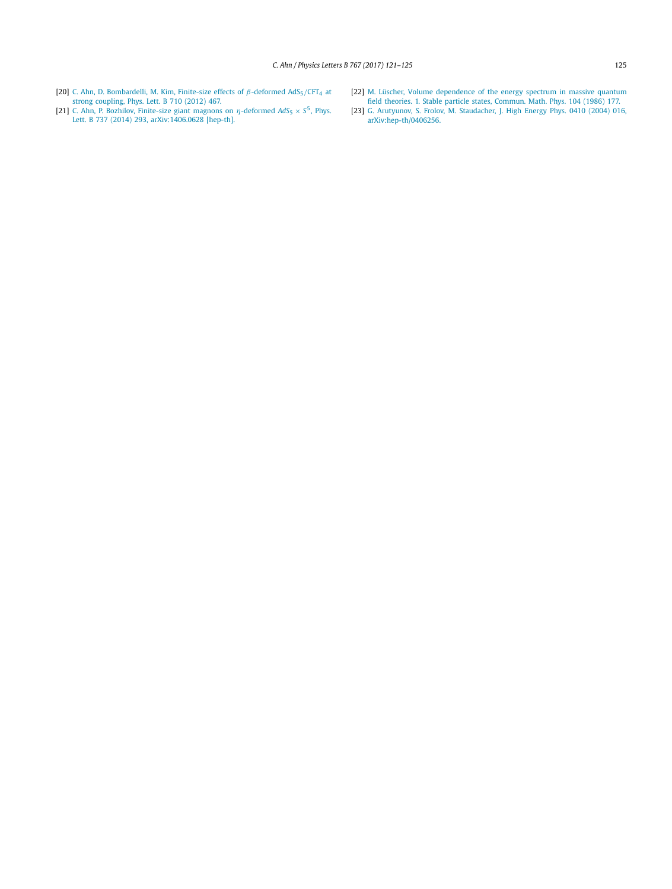[20] C. Ahn, D. Bombardelli, M. Kim, Finite-size effects of $\beta$-deformed $AdS_5/CFT_4$ at strong coupling, Phys. Lett. B 710 (2012) 467.

[21] C. Ahn, P. Bozhilov, Finite-size giant magnons on $\eta$-deformed $AdS_5 \times S^5$, Phys. Lett. B 737 (2014) 293, arXiv:1406.0628 [hep-th].

[22] M. Lüscher, Volume dependence of the energy spectrum in massive quantum field theories. 1. Stable particle states, Commun. Math. Phys. 104 (1986) 177.

[23] G. Arutyunov, S. Frolov, M. Staudacher, J. High Energy Phys. 0410 (2004) 016, arXiv:hep-th/0406256.